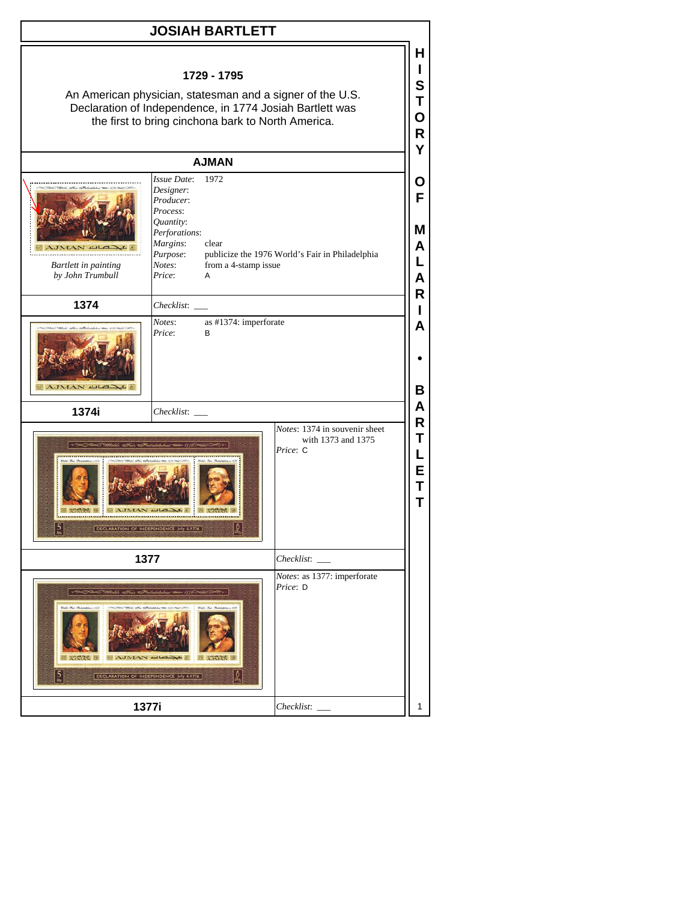# JOSIAH BARTLETT

**1729 - 1795**

An American physician, statesman and a signer of the U.S. Declaration of Independence, in 1774 Josiah Bartlett was the first to bring cinchona bark to North America.

## AJMAN

*Bartlett in painting by John Trumbull*

*Issue Date*: 1972
*Designer*:
*Producer*:
*Process*:
*Quantity*:
*Perforations*:
*Margins*: clear
*Purpose*: publicize the 1976 World's Fair in Philadelphia
*Notes*: from a 4-stamp issue
*Price*: A

**1374** — *Checklist*: ___

*Notes*: as #1374: imperforate
*Price*: B

**1374i** — *Checklist*: ___

*Notes*: 1374 in souvenir sheet with 1373 and 1375
*Price*: C

**1377** — *Checklist*: ___

*Notes*: as 1377: imperforate
*Price*: D

**1377i** — *Checklist*: ___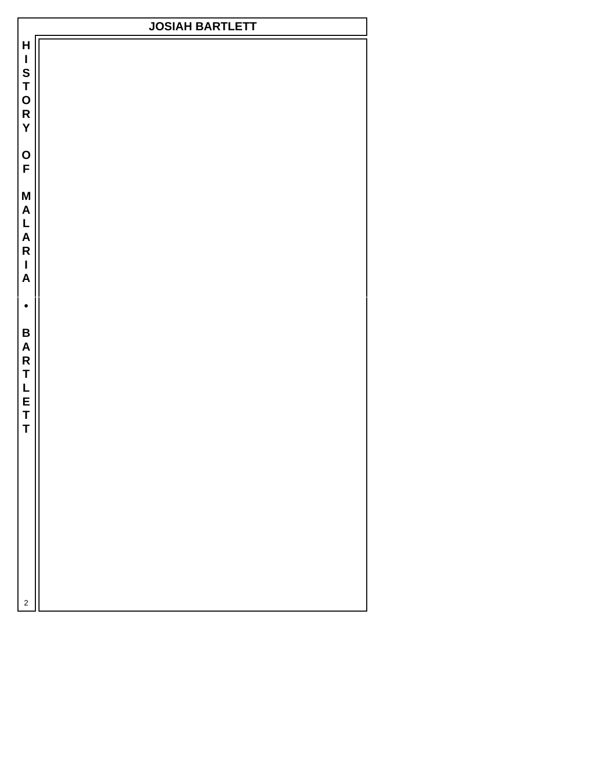# JOSIAH BARTLETT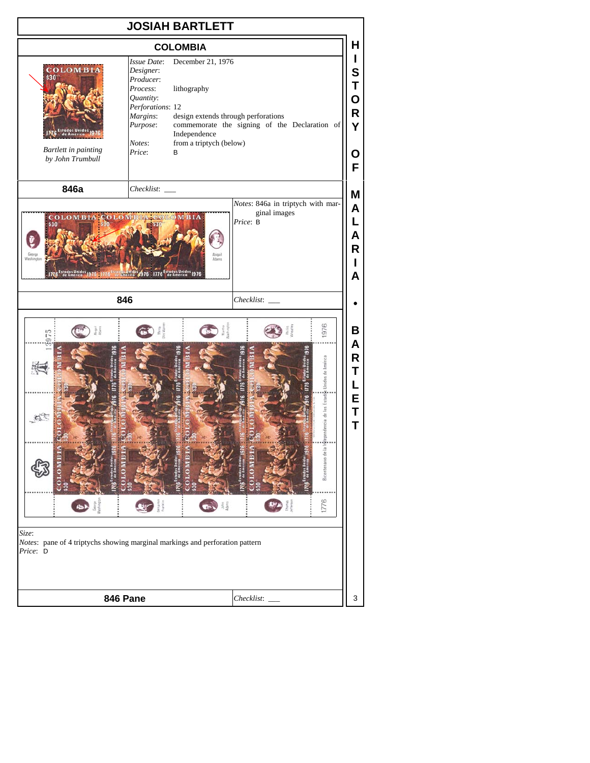# JOSIAH BARTLETT

## COLOMBIA

Bartlett in painting by John Trumbull

*Issue Date*: December 21, 1976
*Designer*:
*Producer*:
*Process*: lithography
*Quantity*:
*Perforations*: 12
*Margins*: design extends through perforations
*Purpose*: commemorate the signing of the Declaration of Independence
*Notes*: from a triptych (below)
*Price*: B

**846a** *Checklist*: ___

*Notes*: 846a in triptych with marginal images
*Price*: B

**846** *Checklist*: ___

*Size*:
*Notes*: pane of 4 triptychs showing marginal markings and perforation pattern
*Price*: D

**846 Pane** *Checklist*: ___

HISTORY OF MALARIA • BARTLETT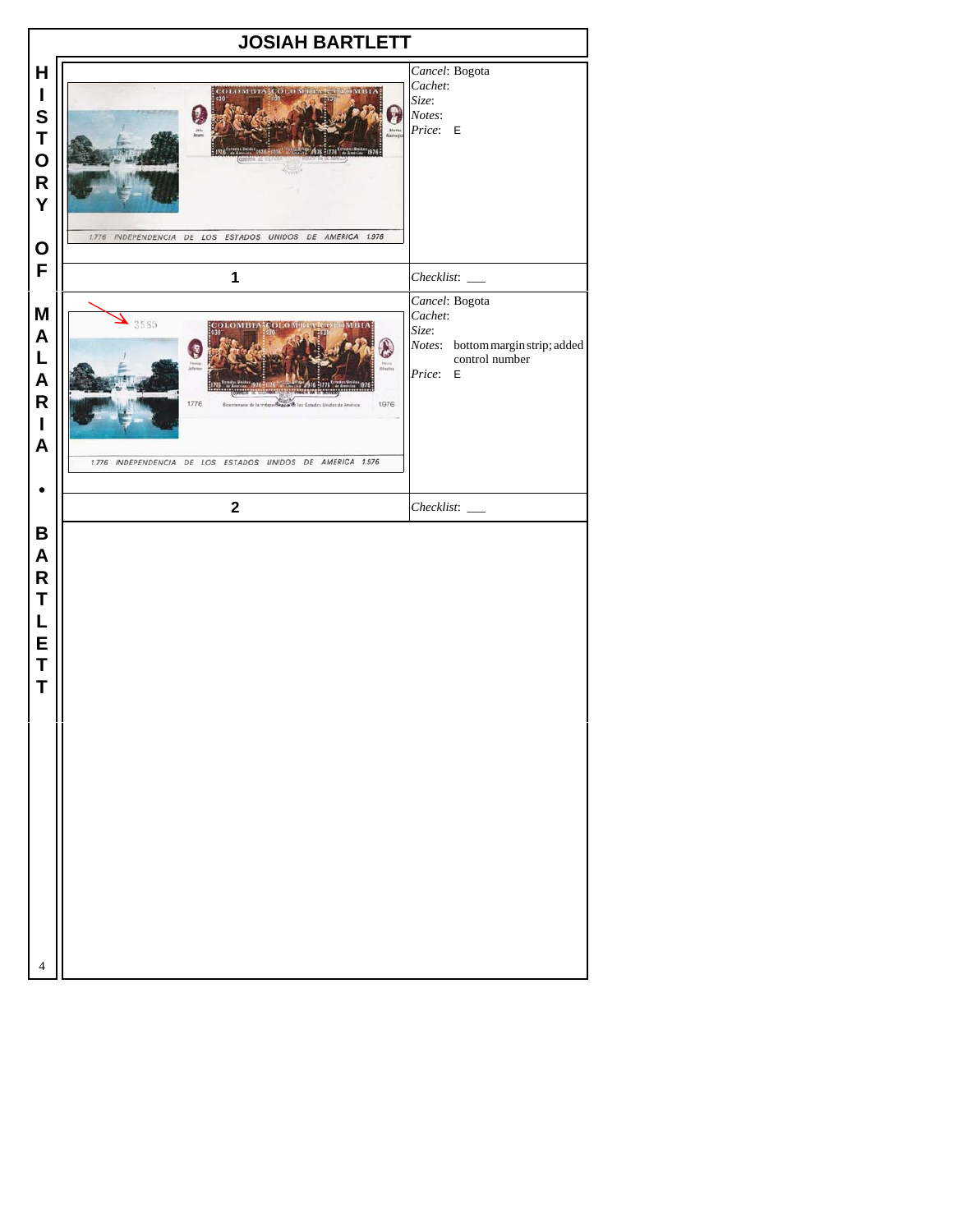# JOSIAH BARTLETT

HISTORY OF MALARIA • BARTLETT

| | |
|---|---|
| 1776 INDEPENDENCIA DE LOS ESTADOS UNIDOS DE AMERICA 1976 | *Cancel*: Bogota<br>*Cachet*:<br>*Size*:<br>*Notes*:<br>*Price*: E |
| **1** | *Checklist*: ___ |
| 1776 INDEPENDENCIA DE LOS ESTADOS UNIDOS DE AMERICA 1976 | *Cancel*: Bogota<br>*Cachet*:<br>*Size*:<br>*Notes*: bottom margin strip; added control number<br>*Price*: E |
| **2** | *Checklist*: ___ |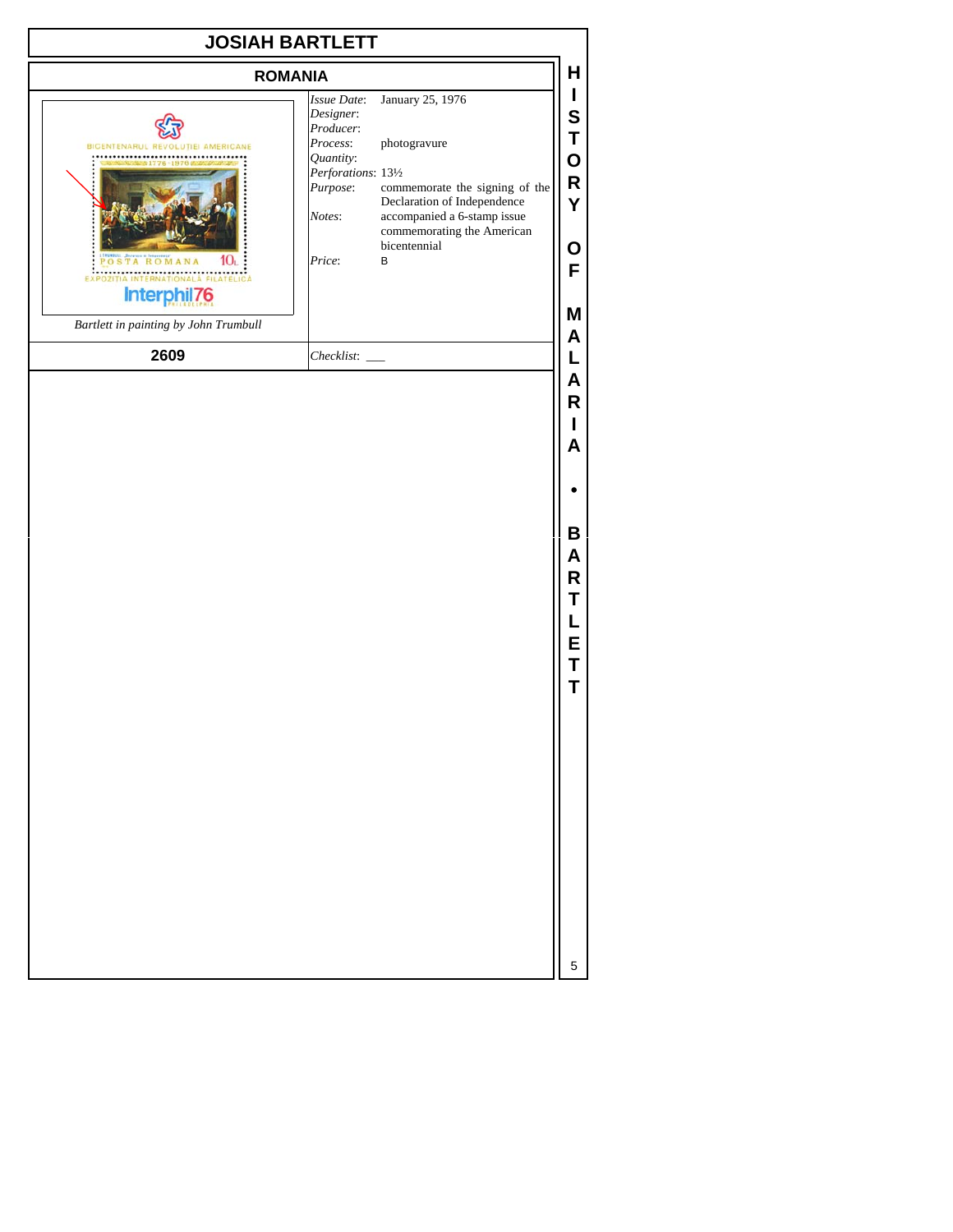# JOSIAH BARTLETT

## ROMANIA

*Bartlett in painting by John Trumbull*

| | |
|---|---|
| *Issue Date*: | January 25, 1976 |
| *Designer*: | |
| *Producer*: | |
| *Process*: | photogravure |
| *Quantity*: | |
| *Perforations*: | 13½ |
| *Purpose*: | commemorate the signing of the Declaration of Independence |
| *Notes*: | accompanied a 6-stamp issue commemorating the American bicentennial |
| *Price*: | B |

**2609**

*Checklist*: ___

HISTORY OF MALARIA • BARTLETT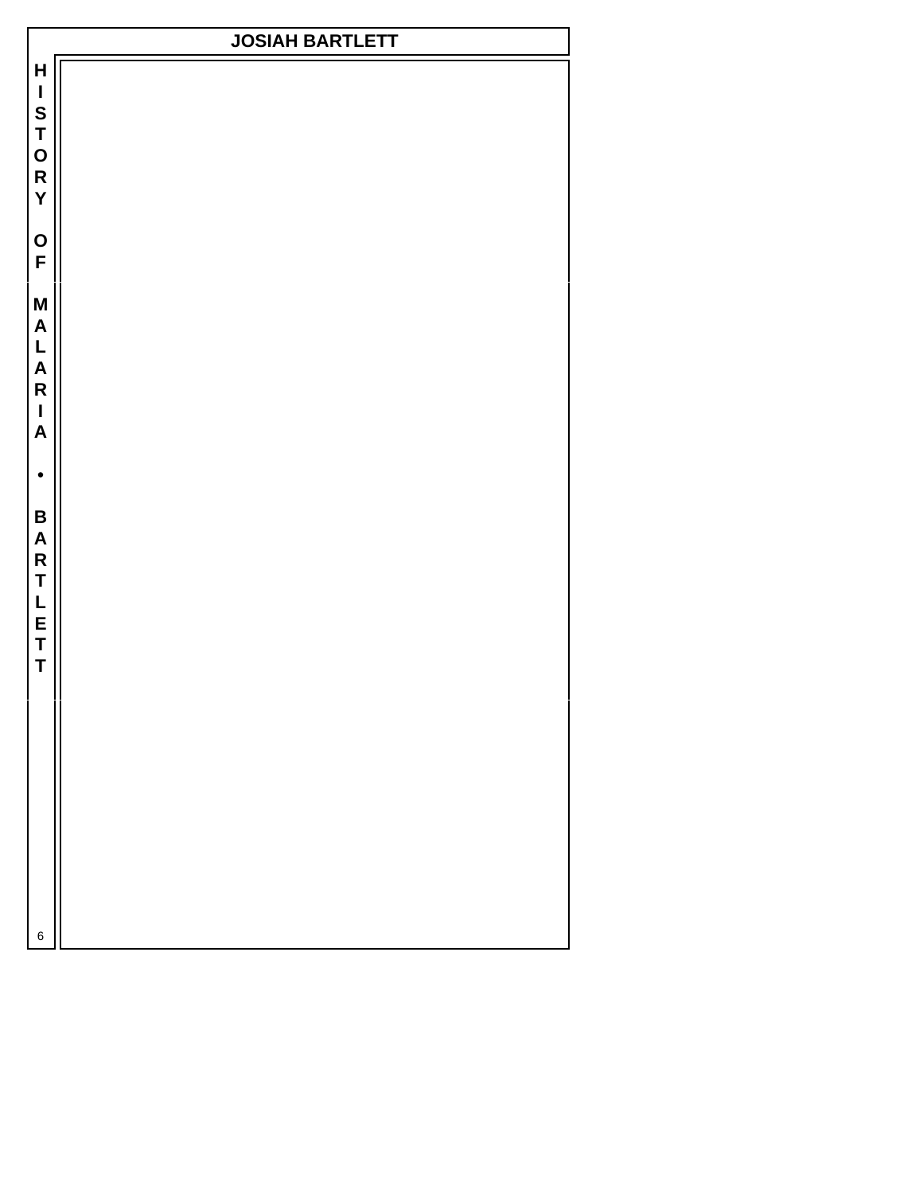# JOSIAH BARTLETT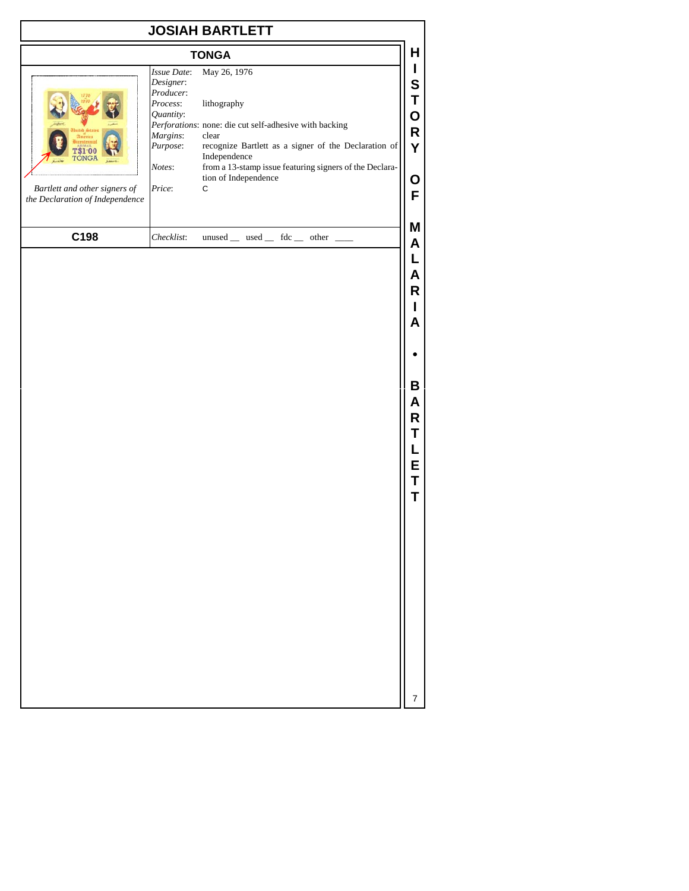# JOSIAH BARTLETT

## TONGA

*Bartlett and other signers of the Declaration of Independence*

**C198**

| | |
|---|---|
| *Issue Date*: | May 26, 1976 |
| *Designer*: | |
| *Producer*: | |
| *Process*: | lithography |
| *Quantity*: | |
| *Perforations*: | none: die cut self-adhesive with backing |
| *Margins*: | clear |
| *Purpose*: | recognize Bartlett as a signer of the Declaration of Independence |
| *Notes*: | from a 13-stamp issue featuring signers of the Declaration of Independence |
| *Price*: | C |
| *Checklist*: | unused __ used __ fdc __ other ____ |

HISTORY OF MALARIA • BARTLETT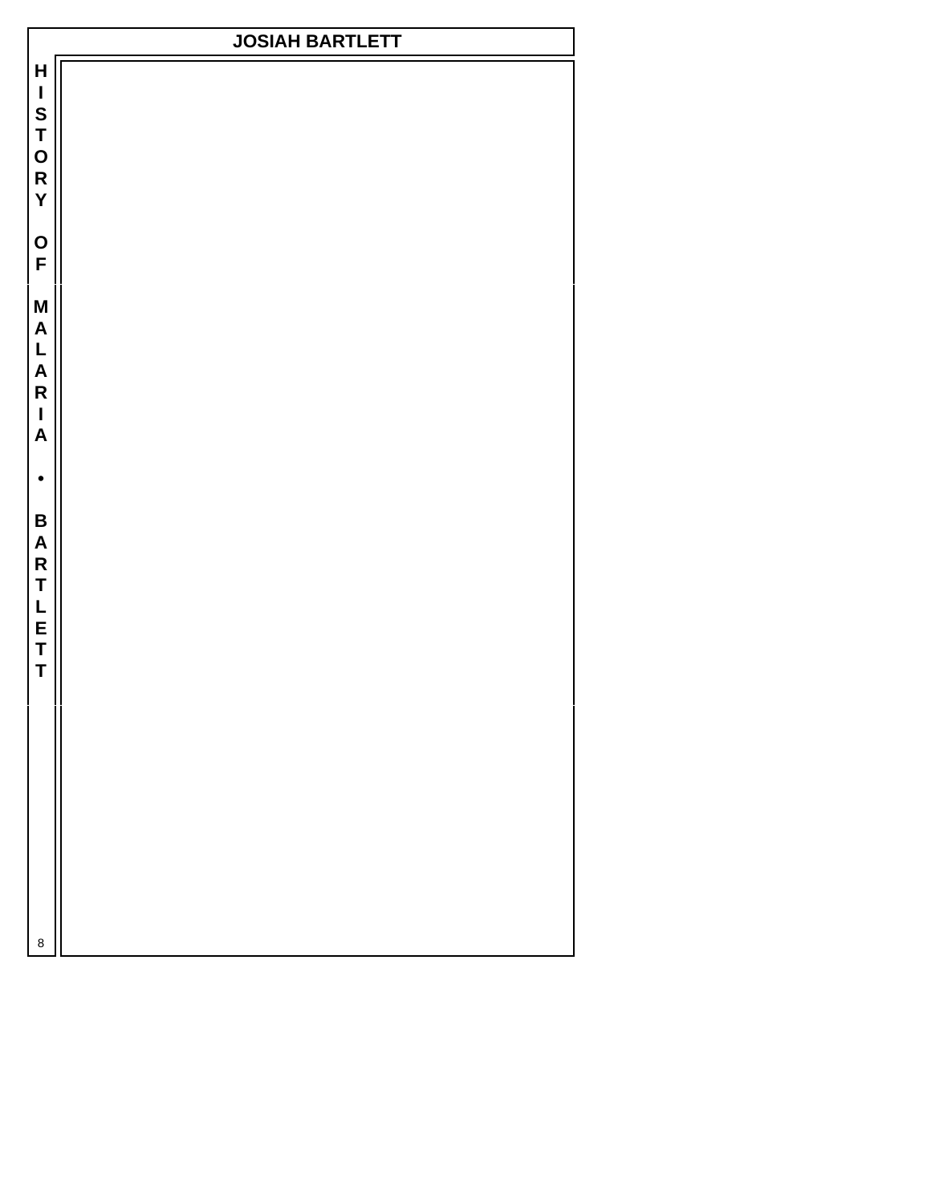# JOSIAH BARTLETT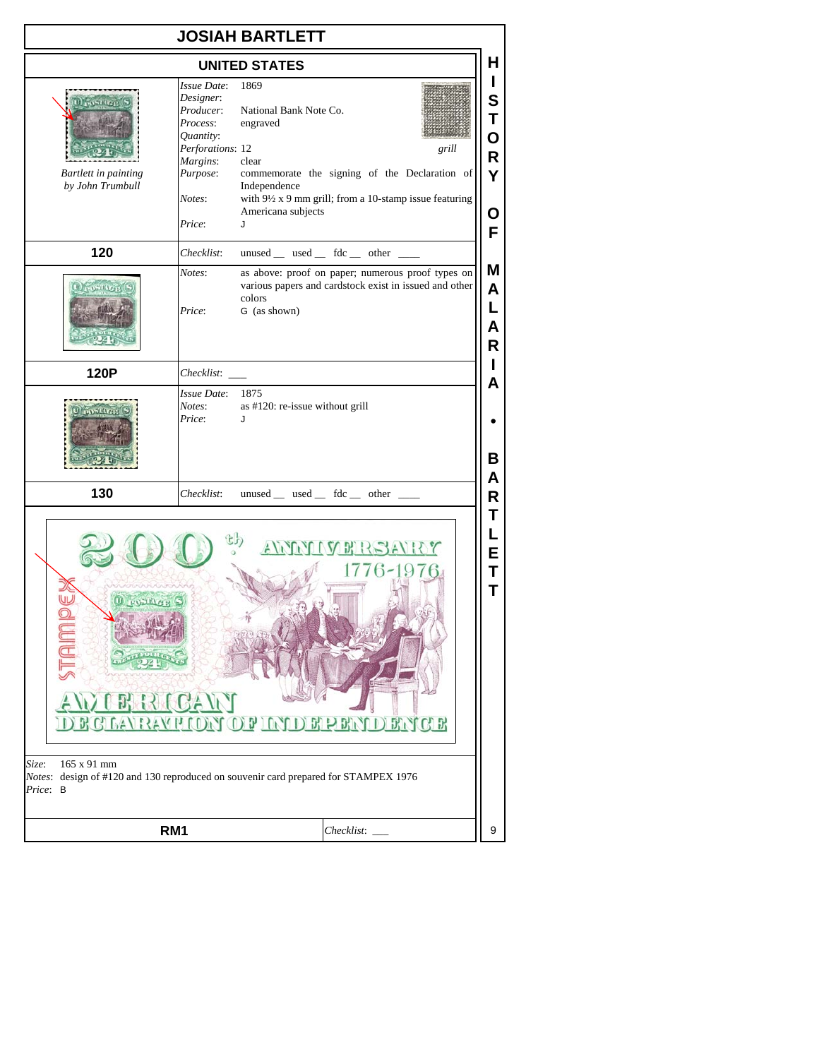# JOSIAH BARTLETT

## UNITED STATES

*Bartlett in painting by John Trumbull*

*Issue Date*: 1869
*Designer*:
*Producer*: National Bank Note Co.
*Process*: engraved
*Quantity*:
*Perforations*: 12
*Margins*: clear
*Purpose*: commemorate the signing of the Declaration of Independence
*Notes*: with 9½ x 9 mm grill; from a 10-stamp issue featuring Americana subjects
*Price*: J

*grill*

**120** *Checklist*: unused __ used __ fdc __ other ____

*Notes*: as above: proof on paper; numerous proof types on various papers and cardstock exist in issued and other colors
*Price*: G (as shown)

**120P** *Checklist*: ___

*Issue Date*: 1875
*Notes*: as #120: re-issue without grill
*Price*: J

**130** *Checklist*: unused __ used __ fdc __ other ____

200th ANNIVERSARY 1776-1976
STAMPEX
AMERICAN DECLARATION OF INDEPENDENCE

*Size*: 165 x 91 mm
*Notes*: design of #120 and 130 reproduced on souvenir card prepared for STAMPEX 1976
*Price*: B

**RM1** *Checklist*: ___

HISTORY OF MALARIA • BARTLETT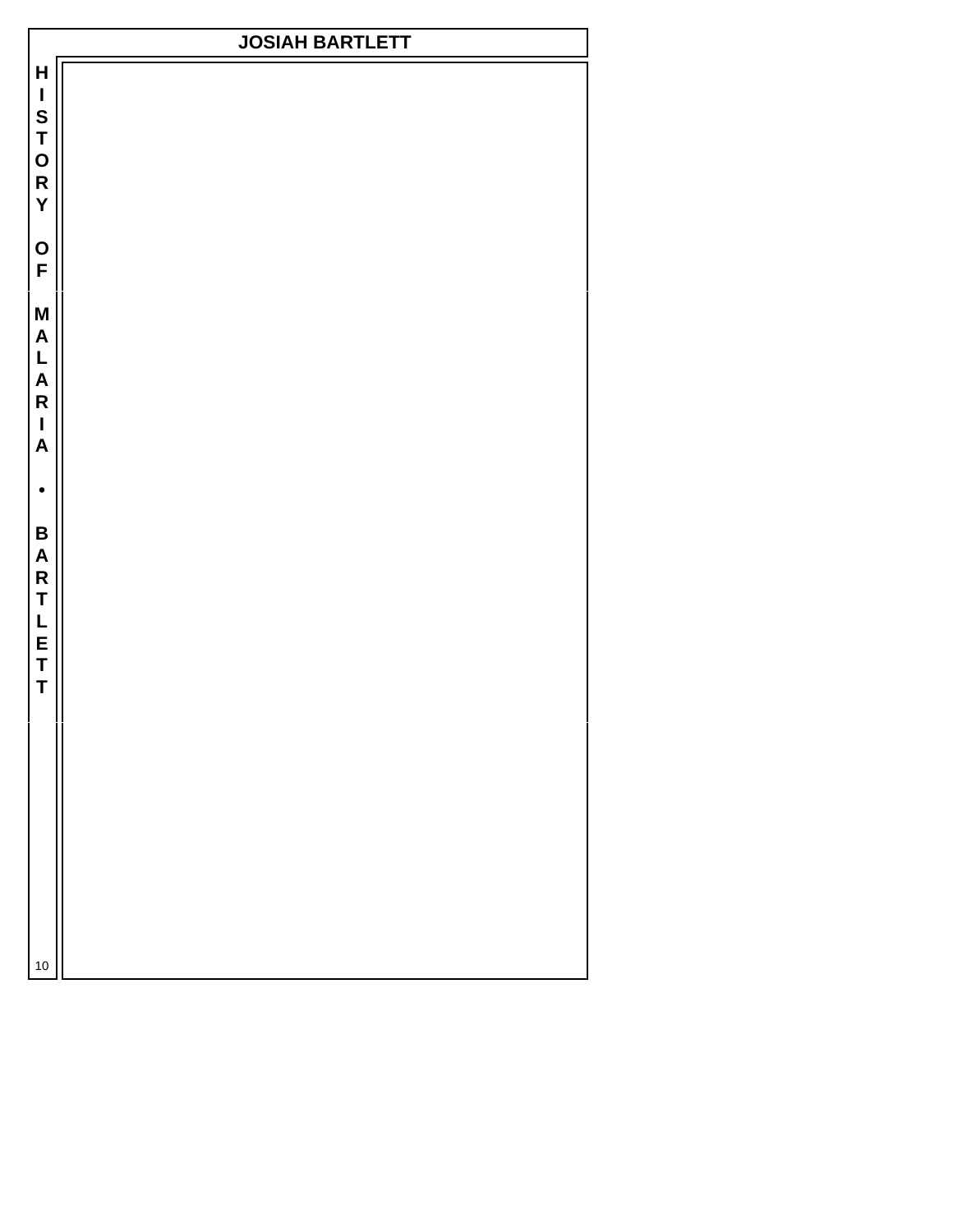# JOSIAH BARTLETT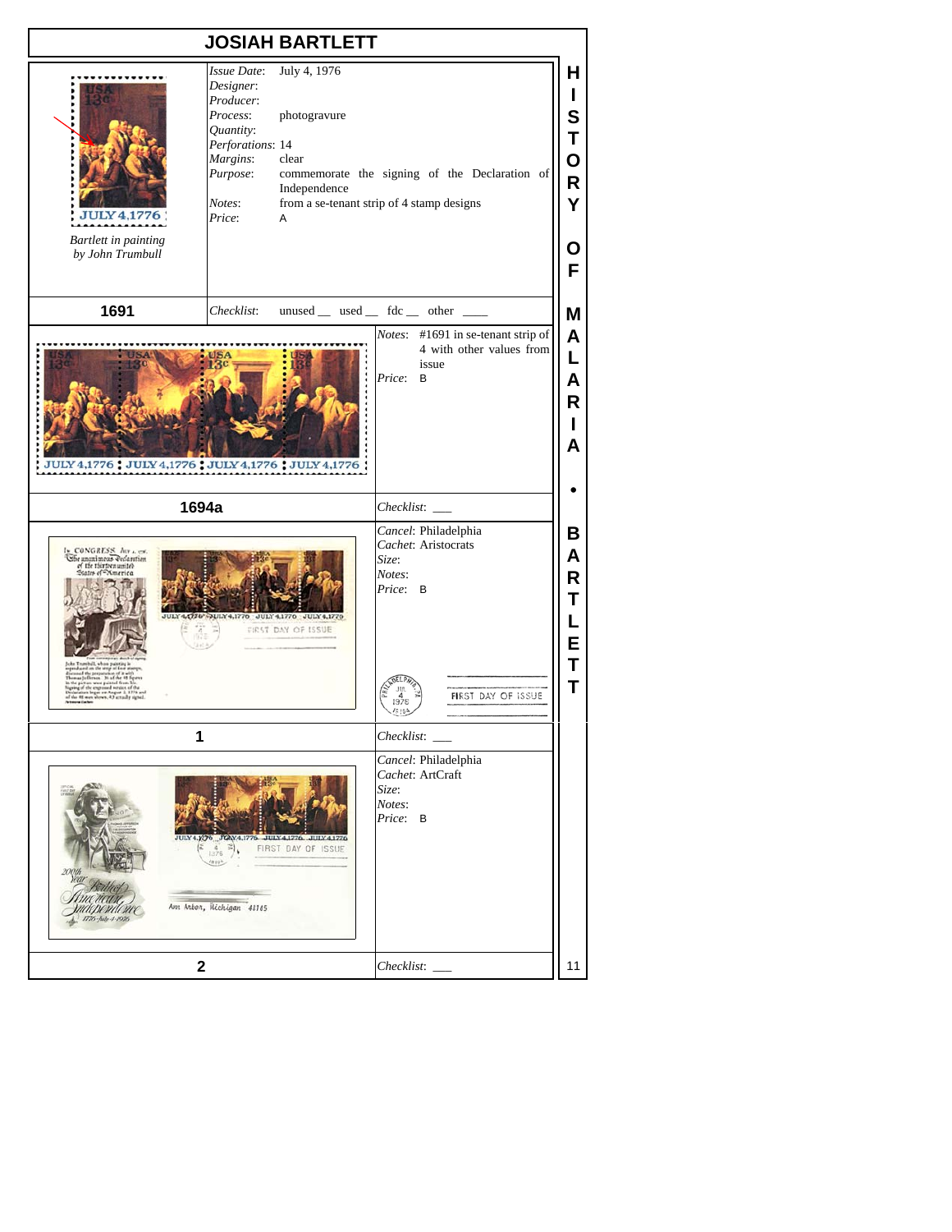# JOSIAH BARTLETT

*Bartlett in painting by John Trumbull*

| | |
|---|---|
| *Issue Date*: | July 4, 1976 |
| *Designer*: | |
| *Producer*: | |
| *Process*: | photogravure |
| *Quantity*: | |
| *Perforations*: | 14 |
| *Margins*: | clear |
| *Purpose*: | commemorate the signing of the Declaration of Independence |
| *Notes*: | from a se-tenant strip of 4 stamp designs |
| *Price*: | A |

**1691** — *Checklist*: unused __ used __ fdc __ other ____

*Notes*: #1691 in se-tenant strip of 4 with other values from issue
*Price*: B

**1694a** — *Checklist*: ___

*Cancel*: Philadelphia
*Cachet*: Aristocrats
*Size*:
*Notes*:
*Price*: B

**1** — *Checklist*: ___

*Cancel*: Philadelphia
*Cachet*: ArtCraft
*Size*:
*Notes*:
*Price*: B

**2** — *Checklist*: ___

HISTORY OF MALARIA • BARTLETT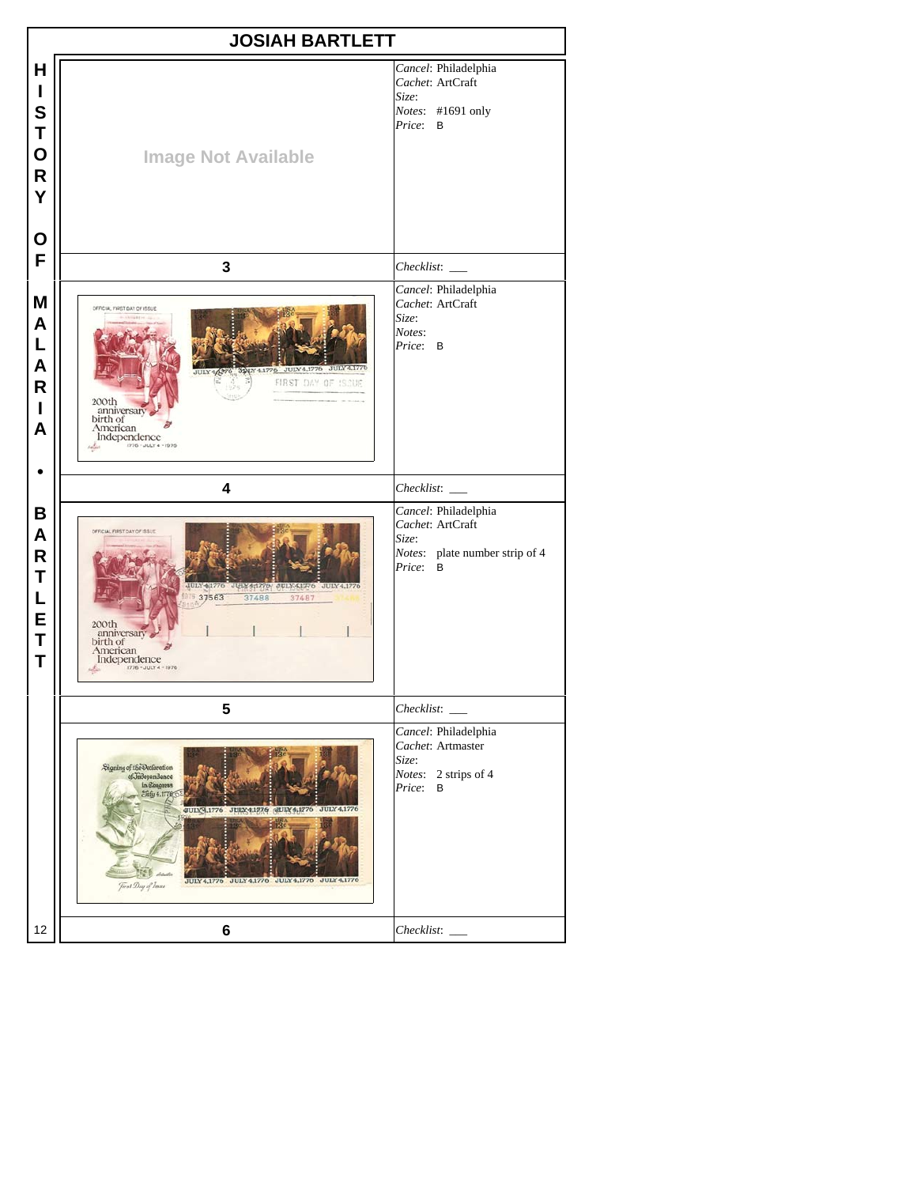# JOSIAH BARTLETT

HISTORY OF MALARIA • BARTLETT

| | |
|---|---|
| Image Not Available | *Cancel*: Philadelphia<br>*Cachet*: ArtCraft<br>*Size*:<br>*Notes*: #1691 only<br>*Price*: B |
| **3** | *Checklist*: ___ |
| | *Cancel*: Philadelphia<br>*Cachet*: ArtCraft<br>*Size*:<br>*Notes*:<br>*Price*: B |
| **4** | *Checklist*: ___ |
| | *Cancel*: Philadelphia<br>*Cachet*: ArtCraft<br>*Size*:<br>*Notes*: plate number strip of 4<br>*Price*: B |
| **5** | *Checklist*: ___ |
| | *Cancel*: Philadelphia<br>*Cachet*: Artmaster<br>*Size*:<br>*Notes*: 2 strips of 4<br>*Price*: B |
| **6** | *Checklist*: ___ |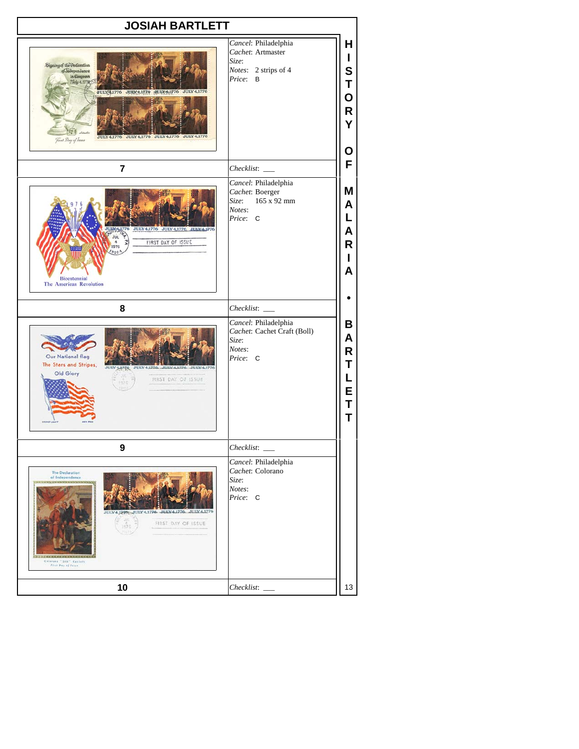# JOSIAH BARTLETT

**7**

*Cancel*: Philadelphia
*Cachet*: Artmaster
*Size*:
*Notes*: 2 strips of 4
*Price*: B

*Checklist*: ___

**8**

*Cancel*: Philadelphia
*Cachet*: Boerger
*Size*: 165 x 92 mm
*Notes*:
*Price*: C

*Checklist*: ___

**9**

*Cancel*: Philadelphia
*Cachet*: Cachet Craft (Boll)
*Size*:
*Notes*:
*Price*: C

*Checklist*: ___

**10**

*Cancel*: Philadelphia
*Cachet*: Colorano
*Size*:
*Notes*:
*Price*: C

*Checklist*: ___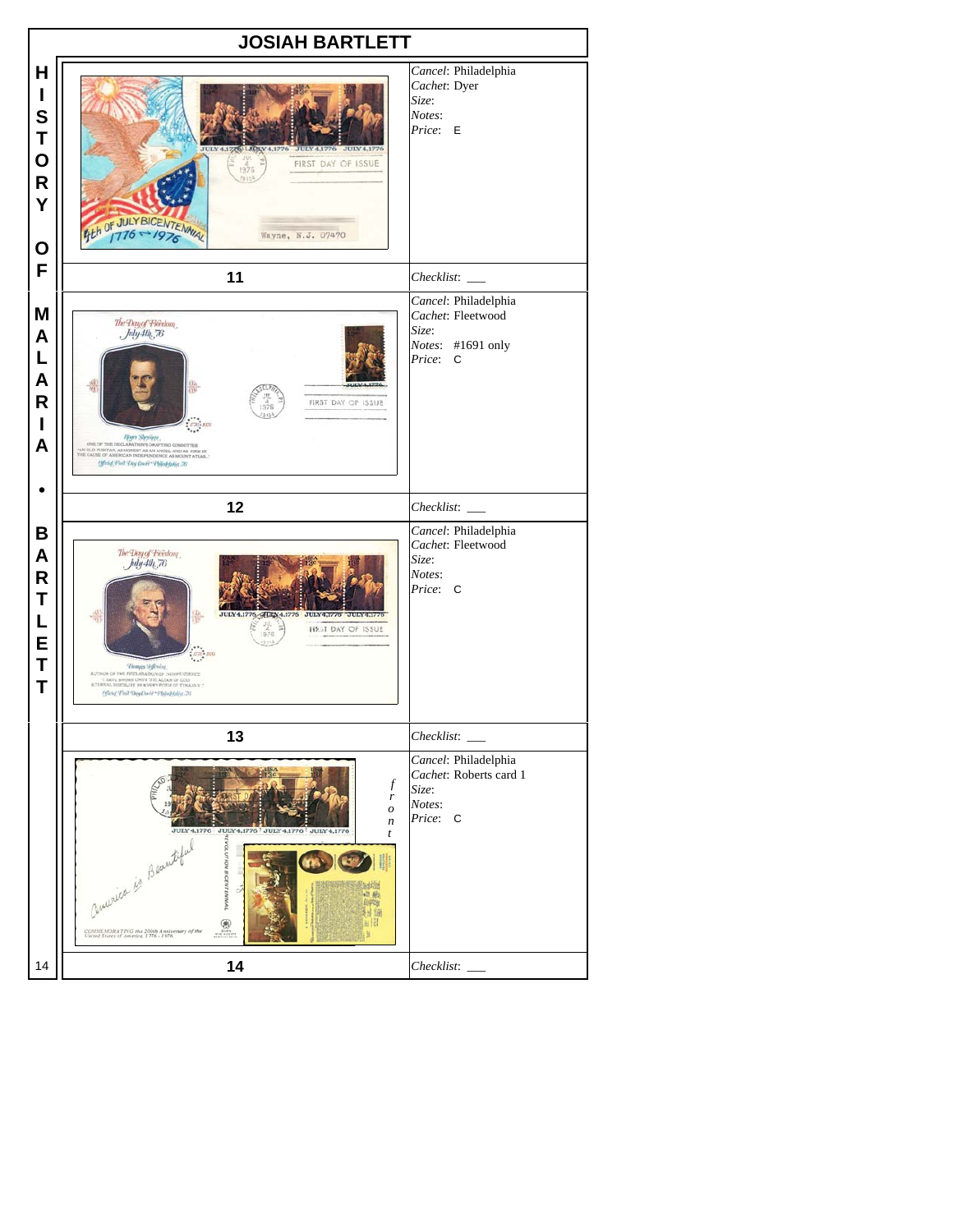# JOSIAH BARTLETT

| No. | Details |
|---|---|
| 11 | *Cancel*: Philadelphia<br>*Cachet*: Dyer<br>*Size*:<br>*Notes*:<br>*Price*: E<br>*Checklist*: ___ |
| 12 | *Cancel*: Philadelphia<br>*Cachet*: Fleetwood<br>*Size*:<br>*Notes*: #1691 only<br>*Price*: C<br>*Checklist*: ___ |
| 13 | *Cancel*: Philadelphia<br>*Cachet*: Fleetwood<br>*Size*:<br>*Notes*:<br>*Price*: C<br>*Checklist*: ___ |
| 14 | *Cancel*: Philadelphia<br>*Cachet*: Roberts card 1<br>*Size*:<br>*Notes*:<br>*Price*: C<br>*Checklist*: ___ |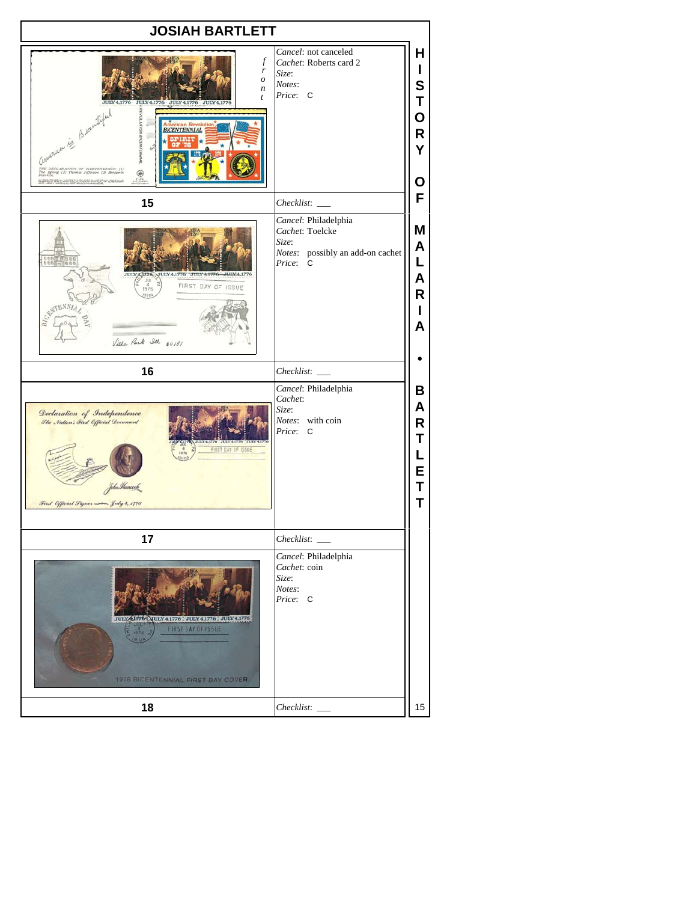# JOSIAH BARTLETT

| # | Details |
|---|---|
| 15 | *Cancel*: not canceled<br>*Cachet*: Roberts card 2<br>*Size*:<br>*Notes*:<br>*Price*: C<br>*Checklist*: ___ |
| 16 | *Cancel*: Philadelphia<br>*Cachet*: Toelcke<br>*Size*:<br>*Notes*: possibly an add-on cachet<br>*Price*: C<br>*Checklist*: ___ |
| 17 | *Cancel*: Philadelphia<br>*Cachet*:<br>*Size*:<br>*Notes*: with coin<br>*Price*: C<br>*Checklist*: ___ |
| 18 | *Cancel*: Philadelphia<br>*Cachet*: coin<br>*Size*:<br>*Notes*:<br>*Price*: C<br>*Checklist*: ___ |

HISTORY OF MALARIA • BARTLETT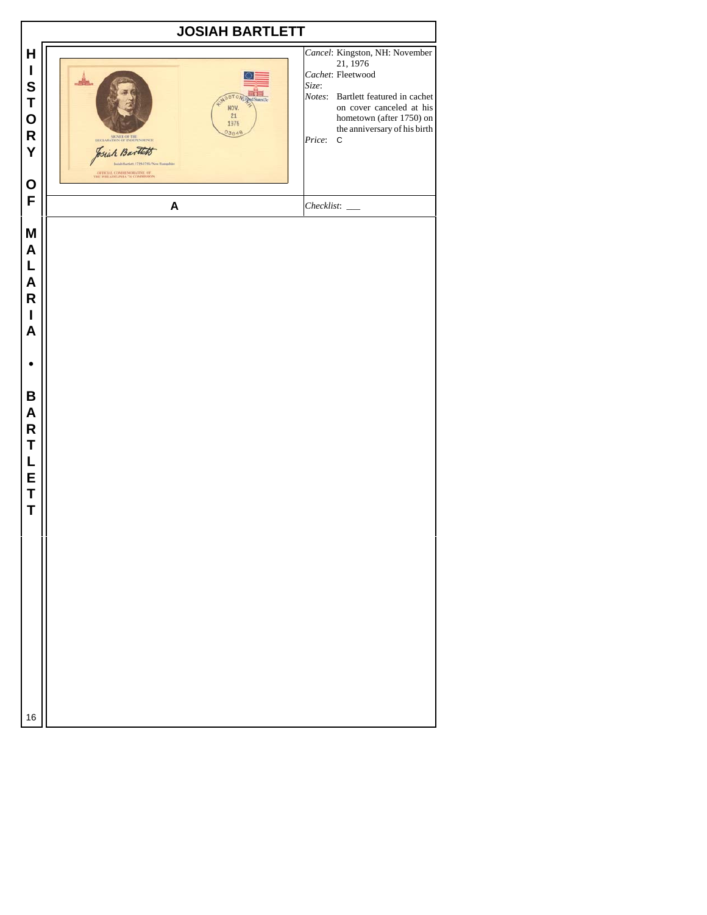# JOSIAH BARTLETT

*Cancel*: Kingston, NH: November 21, 1976

*Cachet*: Fleetwood

*Size*:

*Notes*: Bartlett featured in cachet on cover canceled at his hometown (after 1750) on the anniversary of his birth

*Price*: C

**A**

*Checklist*: ___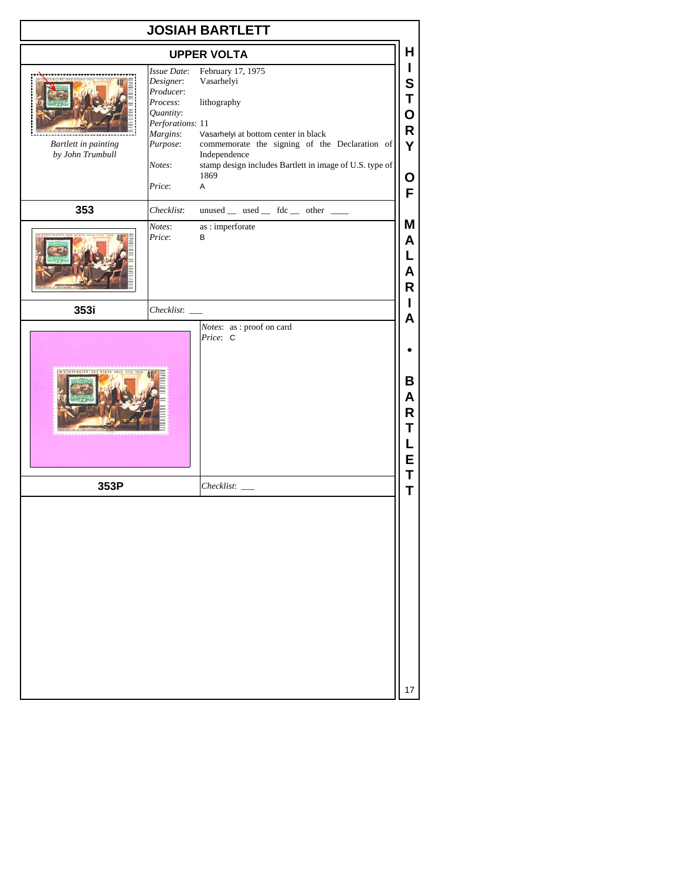# JOSIAH BARTLETT

## UPPER VOLTA

*Bartlett in painting by John Trumbull*

| | |
|---|---|
| *Issue Date*: | February 17, 1975 |
| *Designer*: | Vasarhelyi |
| *Producer*: | |
| *Process*: | lithography |
| *Quantity*: | |
| *Perforations*: | 11 |
| *Margins*: | Vasarhelyi at bottom center in black |
| *Purpose*: | commemorate the signing of the Declaration of Independence |
| *Notes*: | stamp design includes Bartlett in image of U.S. type of 1869 |
| *Price*: | A |

**353** — *Checklist*: unused __ used __ fdc __ other ____

| | |
|---|---|
| *Notes*: | as : imperforate |
| *Price*: | B |

**353i** — *Checklist*: ___

| | |
|---|---|
| *Notes*: | as : proof on card |
| *Price*: | C |

**353P** — *Checklist*: ___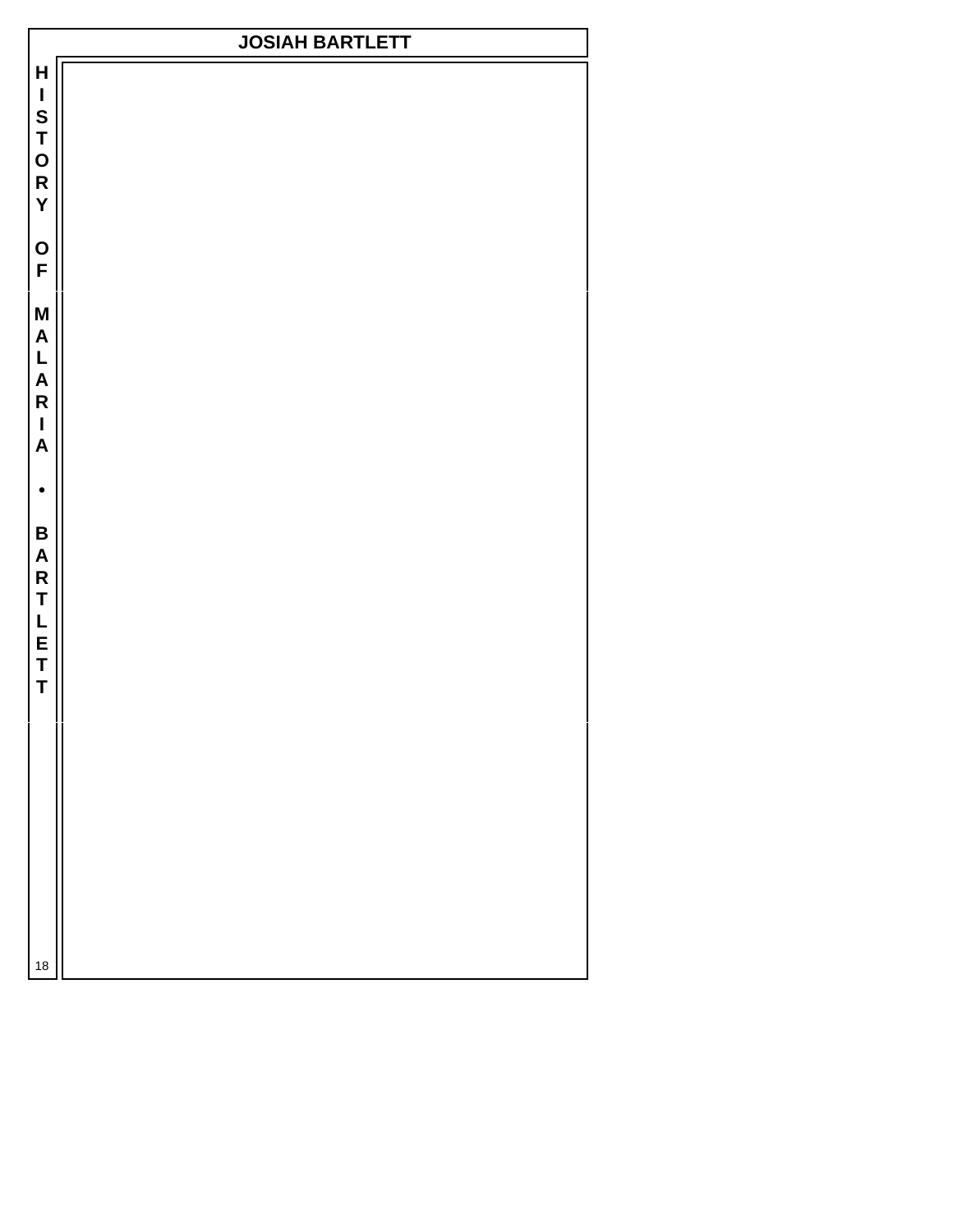# JOSIAH BARTLETT